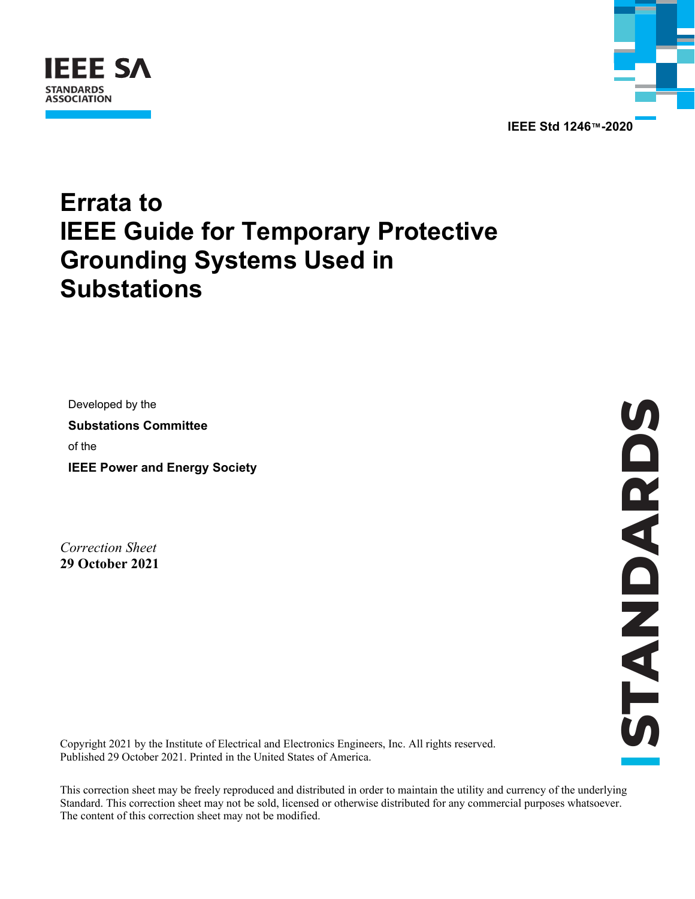IEEE SA
STANDARDS ASSOCIATION

IEEE Std 1246™-2020

# Errata to IEEE Guide for Temporary Protective Grounding Systems Used in Substations

Developed by the

**Substations Committee**

of the

**IEEE Power and Energy Society**

*Correction Sheet*
**29 October 2021**

STANDARDS

Copyright 2021 by the Institute of Electrical and Electronics Engineers, Inc. All rights reserved.
Published 29 October 2021. Printed in the United States of America.

This correction sheet may be freely reproduced and distributed in order to maintain the utility and currency of the underlying Standard. This correction sheet may not be sold, licensed or otherwise distributed for any commercial purposes whatsoever. The content of this correction sheet may not be modified.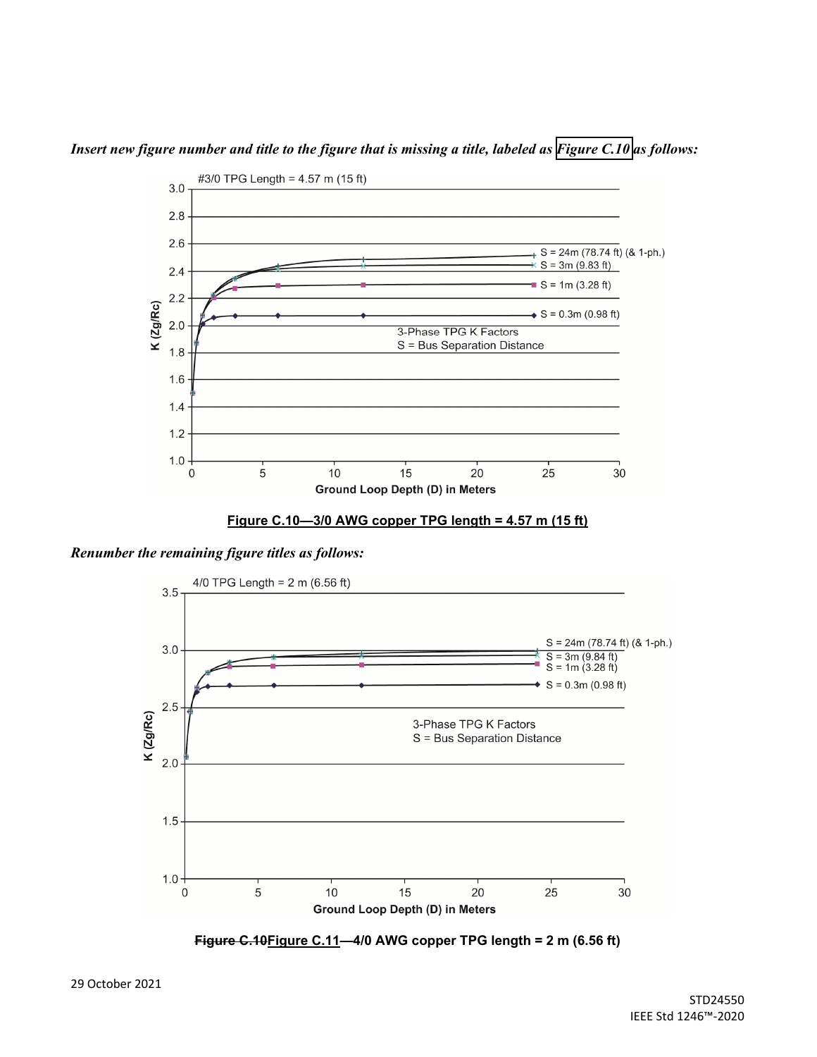***Insert new figure number and title to the figure that is missing a title, labeled as Figure C.10 as follows:***

**Figure C.10—3/0 AWG copper TPG length = 4.57 m (15 ft)**

***Renumber the remaining figure titles as follows:***

**~~Figure C.10~~Figure C.11—4/0 AWG copper TPG length = 2 m (6.56 ft)**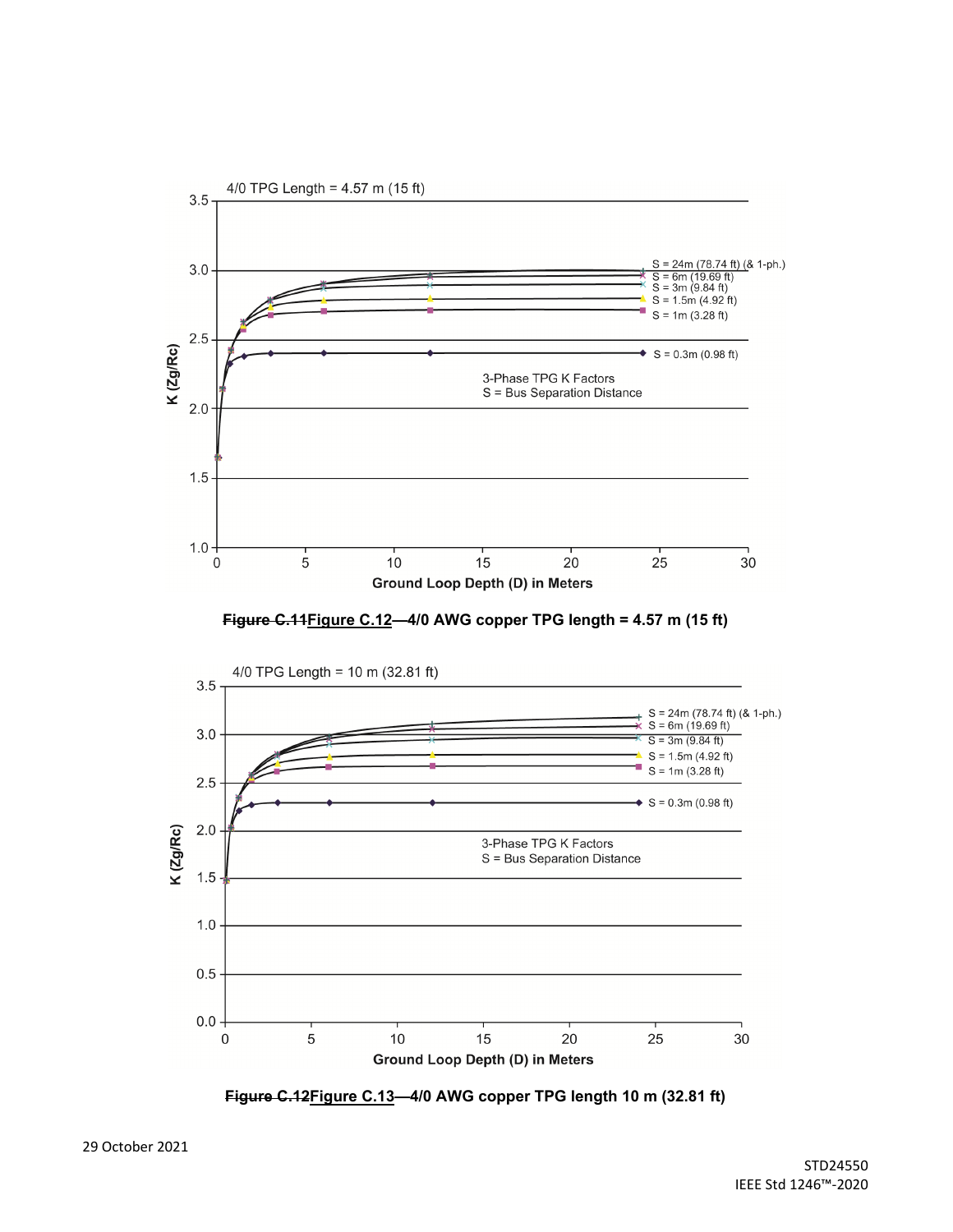~~Figure C.11~~Figure C.12—4/0 AWG copper TPG length = 4.57 m (15 ft)

~~Figure C.12~~Figure C.13—4/0 AWG copper TPG length 10 m (32.81 ft)

29 October 2021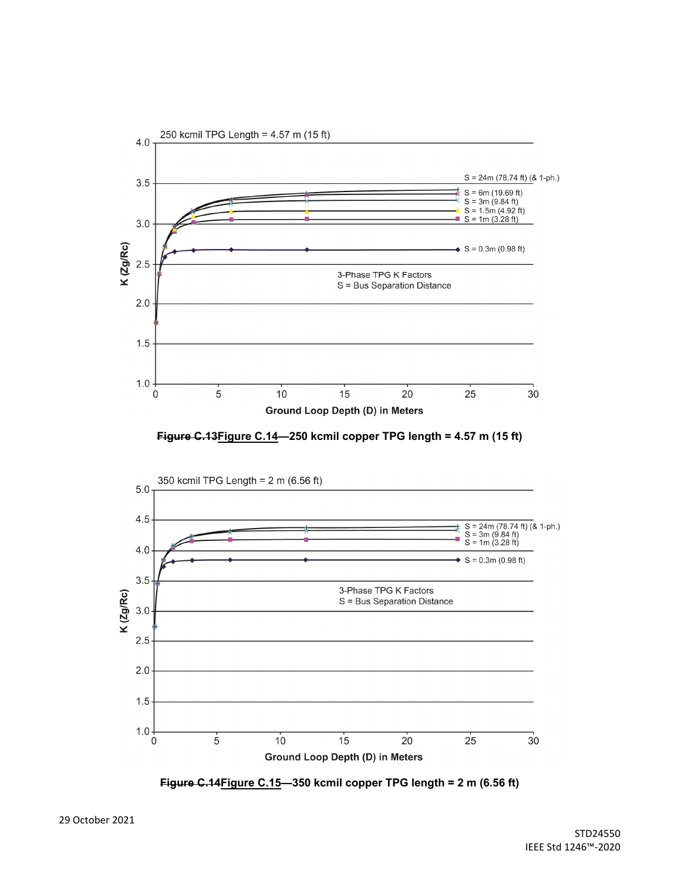**~~Figure C.13~~Figure C.14—250 kcmil copper TPG length = 4.57 m (15 ft)**

**~~Figure C.14~~Figure C.15—350 kcmil copper TPG length = 2 m (6.56 ft)**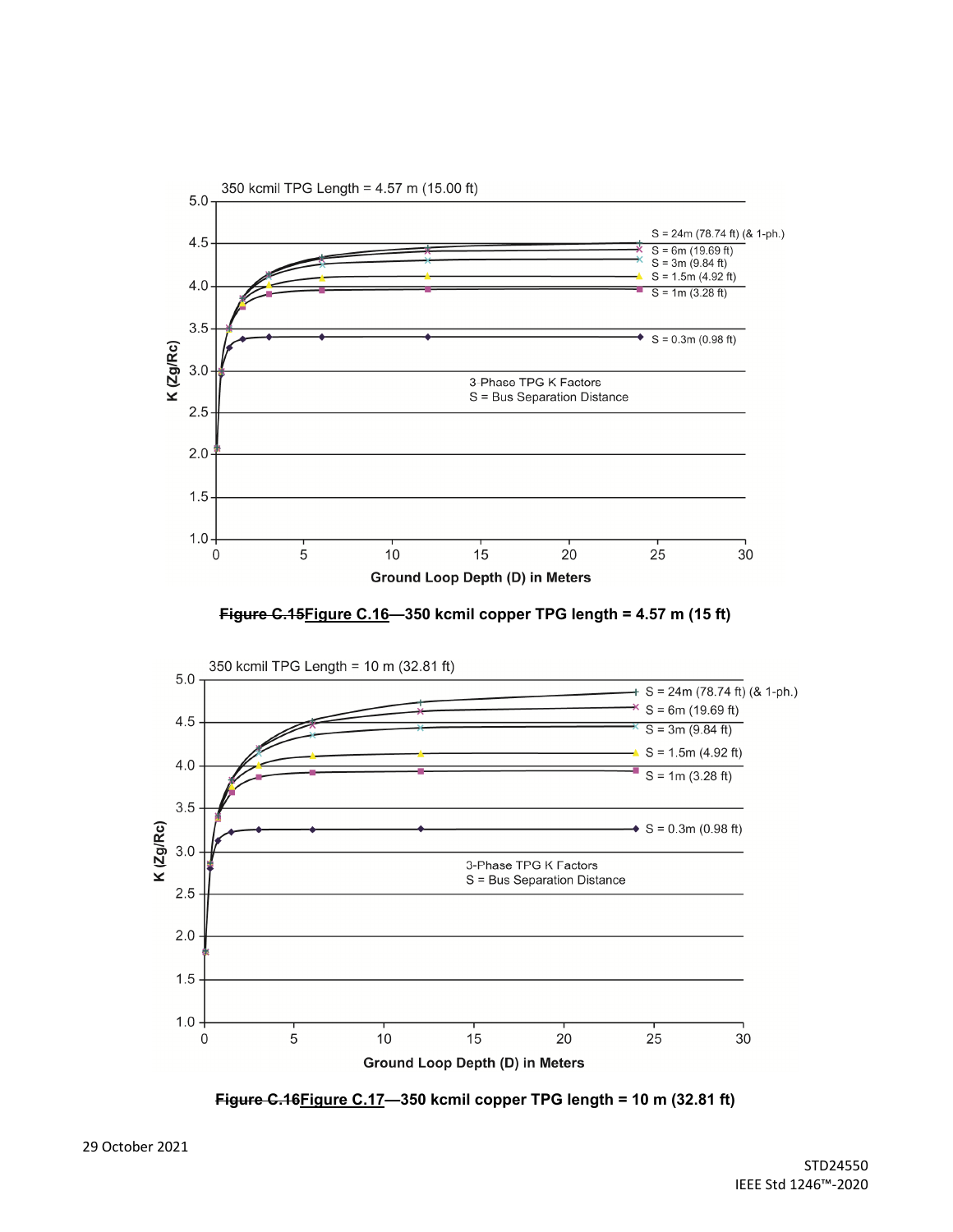~~Figure C.15~~Figure C.16—350 kcmil copper TPG length = 4.57 m (15 ft)

~~Figure C.16~~Figure C.17—350 kcmil copper TPG length = 10 m (32.81 ft)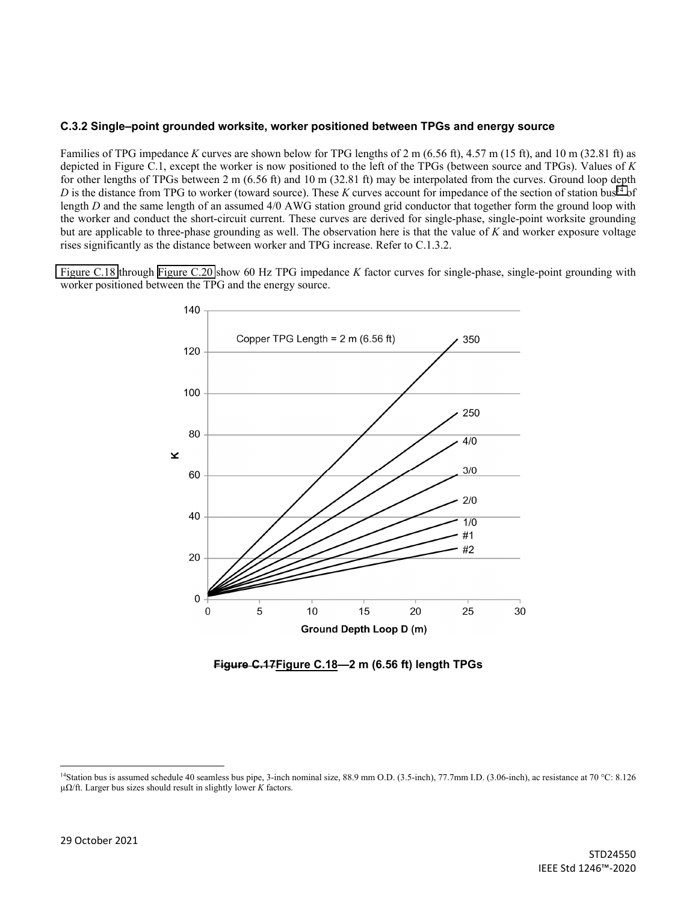### C.3.2 Single–point grounded worksite, worker positioned between TPGs and energy source

Families of TPG impedance *K* curves are shown below for TPG lengths of 2 m (6.56 ft), 4.57 m (15 ft), and 10 m (32.81 ft) as depicted in Figure C.1, except the worker is now positioned to the left of the TPGs (between source and TPGs). Values of *K* for other lengths of TPGs between 2 m (6.56 ft) and 10 m (32.81 ft) may be interpolated from the curves. Ground loop depth *D* is the distance from TPG to worker (toward source). These *K* curves account for impedance of the section of station bus[14] of length *D* and the same length of an assumed 4/0 AWG station ground grid conductor that together form the ground loop with the worker and conduct the short-circuit current. These curves are derived for single-phase, single-point worksite grounding but are applicable to three-phase grounding as well. The observation here is that the value of *K* and worker exposure voltage rises significantly as the distance between worker and TPG increase. Refer to C.1.3.2.

Figure C.18 through Figure C.20 show 60 Hz TPG impedance *K* factor curves for single-phase, single-point grounding with worker positioned between the TPG and the energy source.

**~~Figure C.17~~Figure C.18—2 m (6.56 ft) length TPGs**

[14] Station bus is assumed schedule 40 seamless bus pipe, 3-inch nominal size, 88.9 mm O.D. (3.5-inch), 77.7mm I.D. (3.06-inch), ac resistance at 70 °C: 8.126 μΩ/ft. Larger bus sizes should result in slightly lower *K* factors.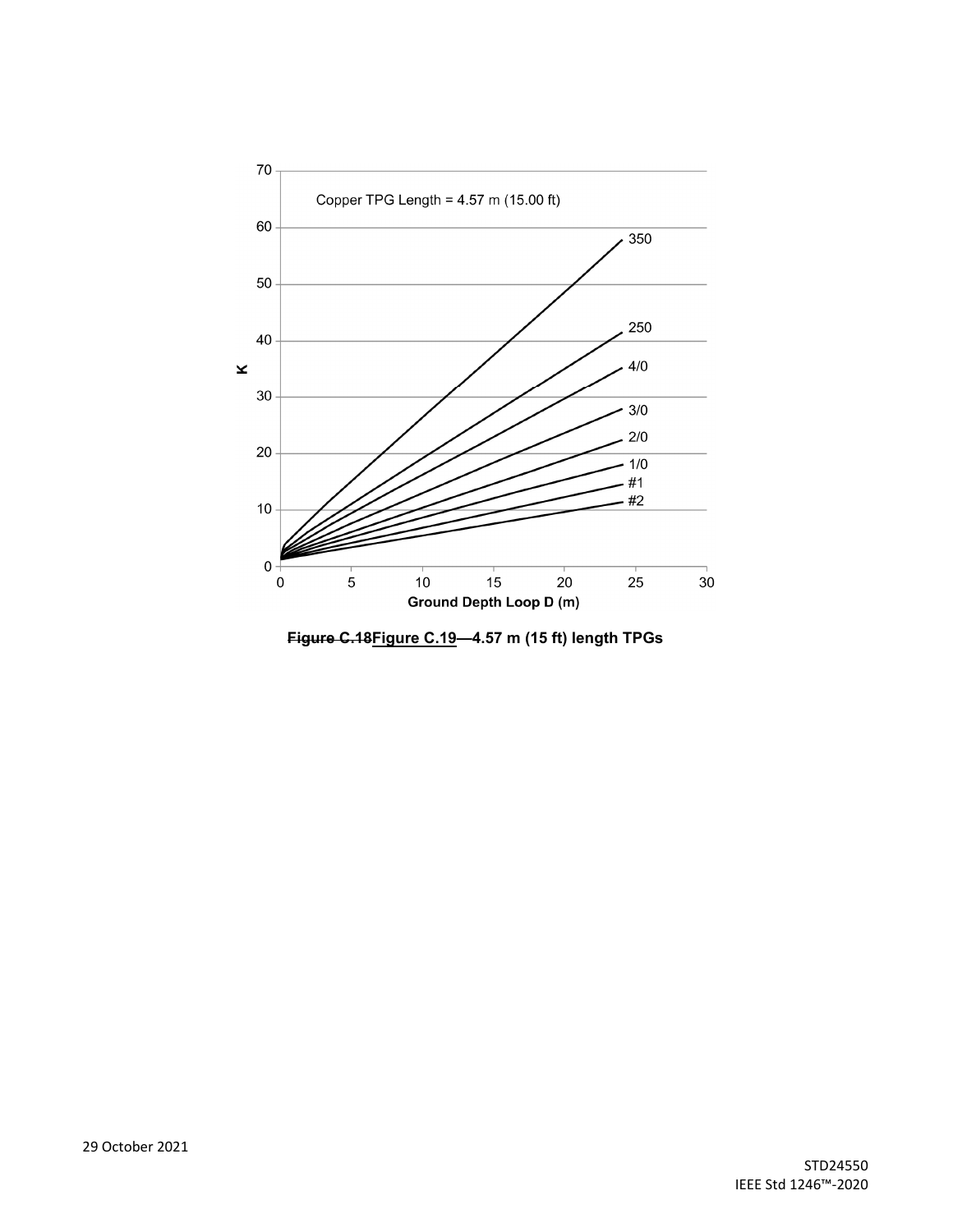Copper TPG Length = 4.57 m (15.00 ft)

**~~Figure C.18~~Figure C.19—4.57 m (15 ft) length TPGs**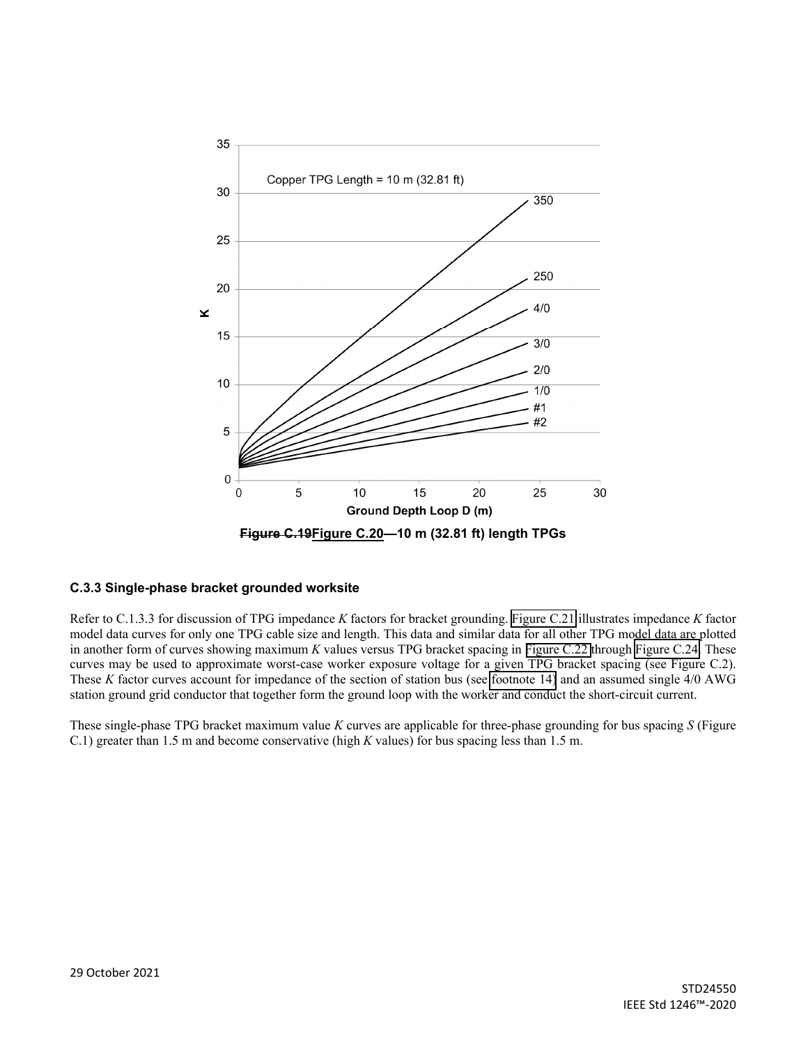Copper TPG Length = 10 m (32.81 ft)

~~Figure C.19~~Figure C.20—10 m (32.81 ft) length TPGs

### C.3.3 Single-phase bracket grounded worksite

Refer to C.1.3.3 for discussion of TPG impedance *K* factors for bracket grounding. Figure C.21 illustrates impedance *K* factor model data curves for only one TPG cable size and length. This data and similar data for all other TPG model data are plotted in another form of curves showing maximum *K* values versus TPG bracket spacing in Figure C.22 through Figure C.24. These curves may be used to approximate worst-case worker exposure voltage for a given TPG bracket spacing (see Figure C.2). These *K* factor curves account for impedance of the section of station bus (see footnote 14) and an assumed single 4/0 AWG station ground grid conductor that together form the ground loop with the worker and conduct the short-circuit current.

These single-phase TPG bracket maximum value *K* curves are applicable for three-phase grounding for bus spacing *S* (Figure C.1) greater than 1.5 m and become conservative (high *K* values) for bus spacing less than 1.5 m.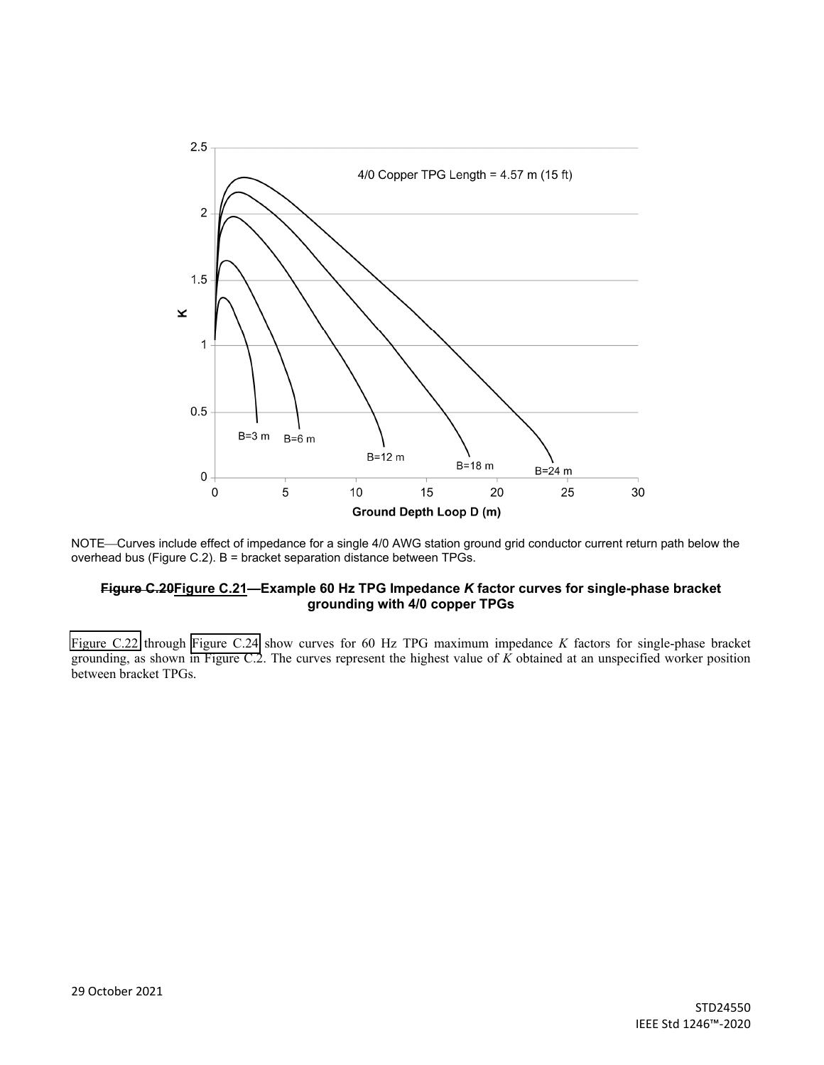NOTE—Curves include effect of impedance for a single 4/0 AWG station ground grid conductor current return path below the overhead bus (Figure C.2). B = bracket separation distance between TPGs.

**~~Figure C.20~~Figure C.21—Example 60 Hz TPG Impedance *K* factor curves for single-phase bracket grounding with 4/0 copper TPGs**

Figure C.22 through Figure C.24 show curves for 60 Hz TPG maximum impedance *K* factors for single-phase bracket grounding, as shown in Figure C.2. The curves represent the highest value of *K* obtained at an unspecified worker position between bracket TPGs.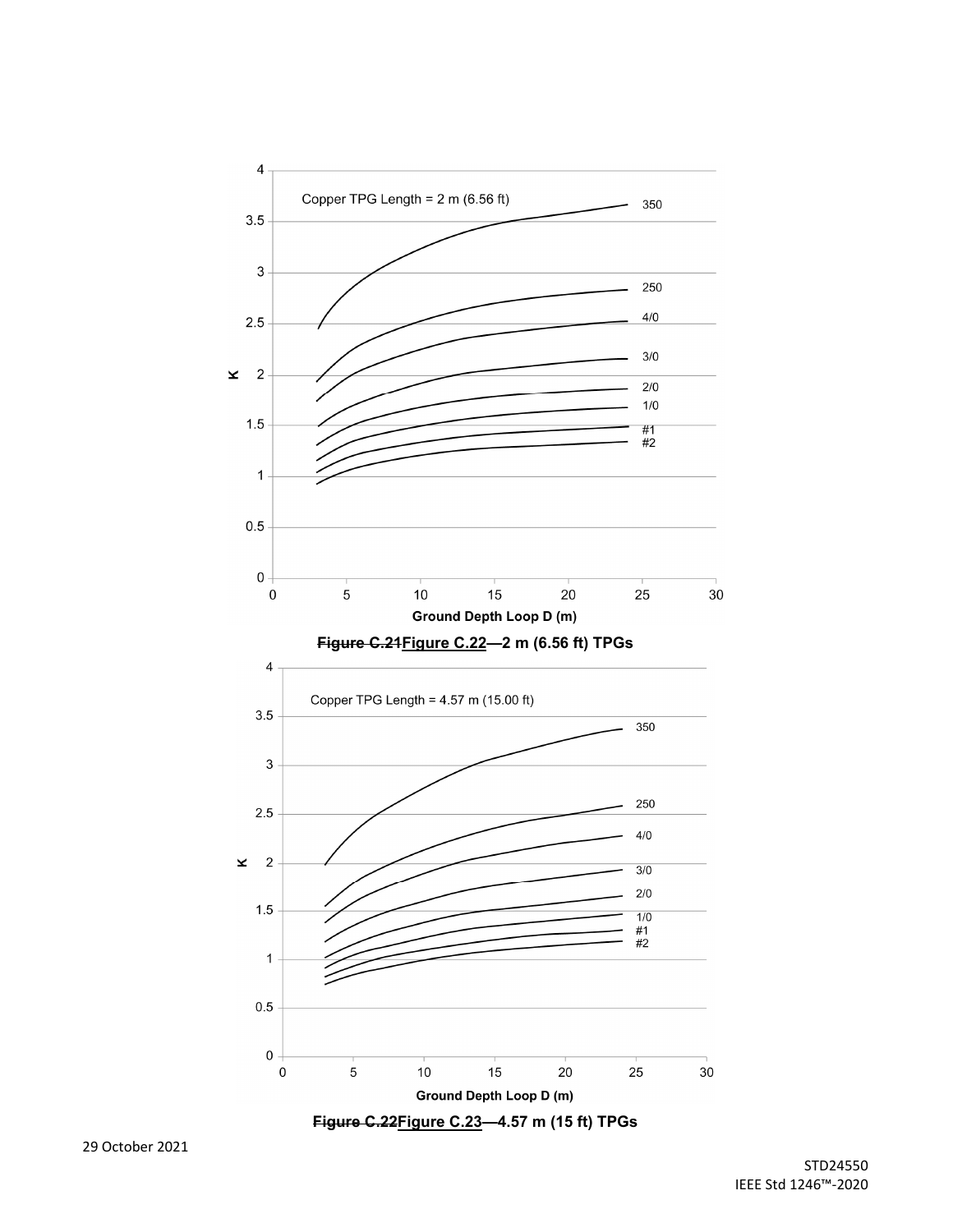Copper TPG Length = 2 m (6.56 ft)

K

Ground Depth Loop D (m)

350, 250, 4/0, 3/0, 2/0, 1/0, #1, #2

~~Figure C.21~~Figure C.22—2 m (6.56 ft) TPGs

Copper TPG Length = 4.57 m (15.00 ft)

K

Ground Depth Loop D (m)

350, 250, 4/0, 3/0, 2/0, 1/0, #1, #2

~~Figure C.22~~Figure C.23—4.57 m (15 ft) TPGs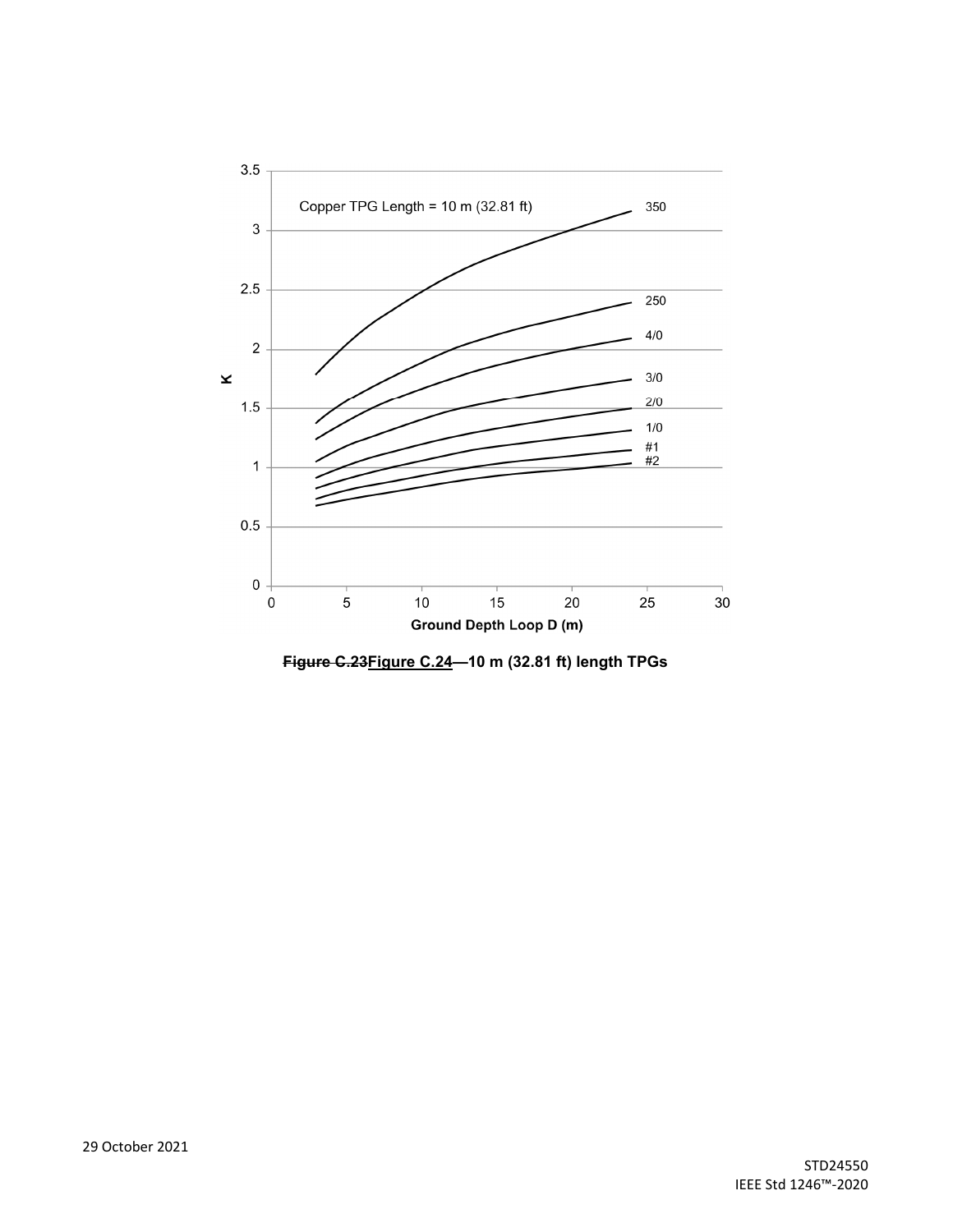Copper TPG Length = 10 m (32.81 ft)

3.5
3
2.5
2
1.5
1
0.5
0

K

0
5
10
15
20
25
30

Ground Depth Loop D (m)

350
250
4/0
3/0
2/0
1/0
#1
#2

~~Figure C.23~~Figure C.24—10 m (32.81 ft) length TPGs